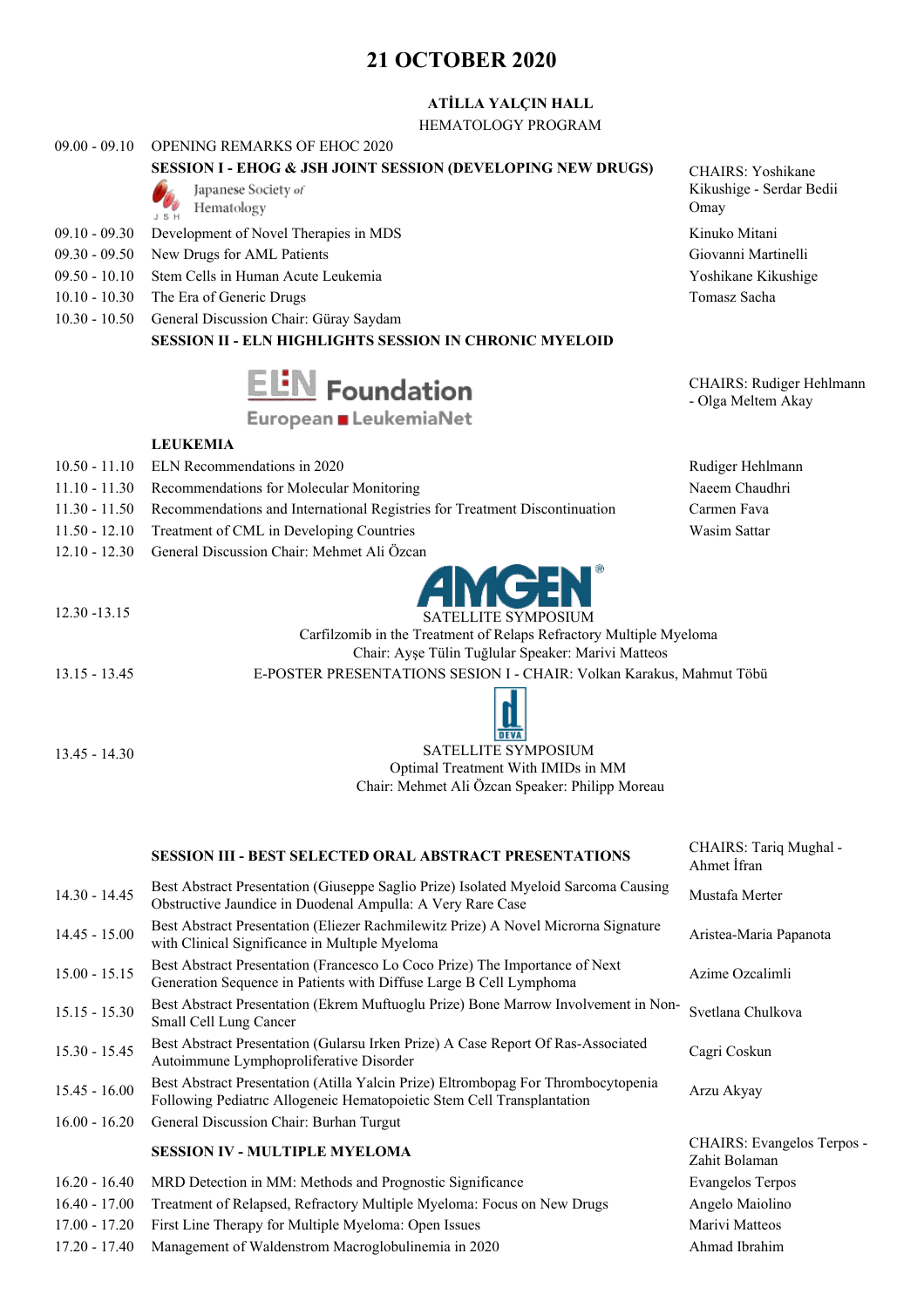# 21 OCTOBER 2020

## ATİLLA YALÇIN HALL

HEMATOLOGY PROGRAM

| Time | Program | Speaker |
|---|---|---|
| 09.00 - 09.10 | OPENING REMARKS OF EHOC 2020 | |
| | **SESSION I - EHOG & JSH JOINT SESSION (DEVELOPING NEW DRUGS)** | CHAIRS: Yoshikane Kikushige - Serdar Bedii Omay |
| | Japanese Society of Hematology | |
| 09.10 - 09.30 | Development of Novel Therapies in MDS | Kinuko Mitani |
| 09.30 - 09.50 | New Drugs for AML Patients | Giovanni Martinelli |
| 09.50 - 10.10 | Stem Cells in Human Acute Leukemia | Yoshikane Kikushige |
| 10.10 - 10.30 | The Era of Generic Drugs | Tomasz Sacha |
| 10.30 - 10.50 | General Discussion Chair: Güray Saydam | |
| | **SESSION II - ELN HIGHLIGHTS SESSION IN CHRONIC MYELOID LEUKEMIA** | CHAIRS: Rudiger Hehlmann - Olga Meltem Akay |
| | ELN Foundation European LeukemiaNet | |
| 10.50 - 11.10 | ELN Recommendations in 2020 | Rudiger Hehlmann |
| 11.10 - 11.30 | Recommendations for Molecular Monitoring | Naeem Chaudhri |
| 11.30 - 11.50 | Recommendations and International Registries for Treatment Discontinuation | Carmen Fava |
| 11.50 - 12.10 | Treatment of CML in Developing Countries | Wasim Sattar |
| 12.10 - 12.30 | General Discussion Chair: Mehmet Ali Özcan | |
| 12.30 -13.15 | AMGEN SATELLITE SYMPOSIUM<br>Carfilzomib in the Treatment of Relaps Refractory Multiple Myeloma<br>Chair: Ayşe Tülin Tuğlular Speaker: Marivi Matteos | |
| 13.15 - 13.45 | E-POSTER PRESENTATIONS SESION I - CHAIR: Volkan Karakus, Mahmut Töbü | |
| 13.45 - 14.30 | DEVA SATELLITE SYMPOSIUM<br>Optimal Treatment With IMIDs in MM<br>Chair: Mehmet Ali Özcan Speaker: Philipp Moreau | |
| | **SESSION III - BEST SELECTED ORAL ABSTRACT PRESENTATIONS** | CHAIRS: Tariq Mughal - Ahmet İfran |
| 14.30 - 14.45 | Best Abstract Presentation (Giuseppe Saglio Prize) Isolated Myeloid Sarcoma Causing Obstructive Jaundice in Duodenal Ampulla: A Very Rare Case | Mustafa Merter |
| 14.45 - 15.00 | Best Abstract Presentation (Eliezer Rachmilewitz Prize) A Novel Microrna Signature with Clinical Significance in Multıple Myeloma | Aristea-Maria Papanota |
| 15.00 - 15.15 | Best Abstract Presentation (Francesco Lo Coco Prize) The Importance of Next Generation Sequence in Patients with Diffuse Large B Cell Lymphoma | Azime Ozcalimli |
| 15.15 - 15.30 | Best Abstract Presentation (Ekrem Muftuoglu Prize) Bone Marrow Involvement in Non-Small Cell Lung Cancer | Svetlana Chulkova |
| 15.30 - 15.45 | Best Abstract Presentation (Gularsu Irken Prize) A Case Report Of Ras-Associated Autoimmune Lymphoproliferative Disorder | Cagri Coskun |
| 15.45 - 16.00 | Best Abstract Presentation (Atilla Yalcin Prize) Eltrombopag For Thrombocytopenia Following Pediatrıc Allogeneic Hematopoietic Stem Cell Transplantation | Arzu Akyay |
| 16.00 - 16.20 | General Discussion Chair: Burhan Turgut | |
| | **SESSION IV - MULTIPLE MYELOMA** | CHAIRS: Evangelos Terpos - Zahit Bolaman |
| 16.20 - 16.40 | MRD Detection in MM: Methods and Prognostic Significance | Evangelos Terpos |
| 16.40 - 17.00 | Treatment of Relapsed, Refractory Multiple Myeloma: Focus on New Drugs | Angelo Maiolino |
| 17.00 - 17.20 | First Line Therapy for Multiple Myeloma: Open Issues | Marivi Matteos |
| 17.20 - 17.40 | Management of Waldenstrom Macroglobulinemia in 2020 | Ahmad Ibrahim |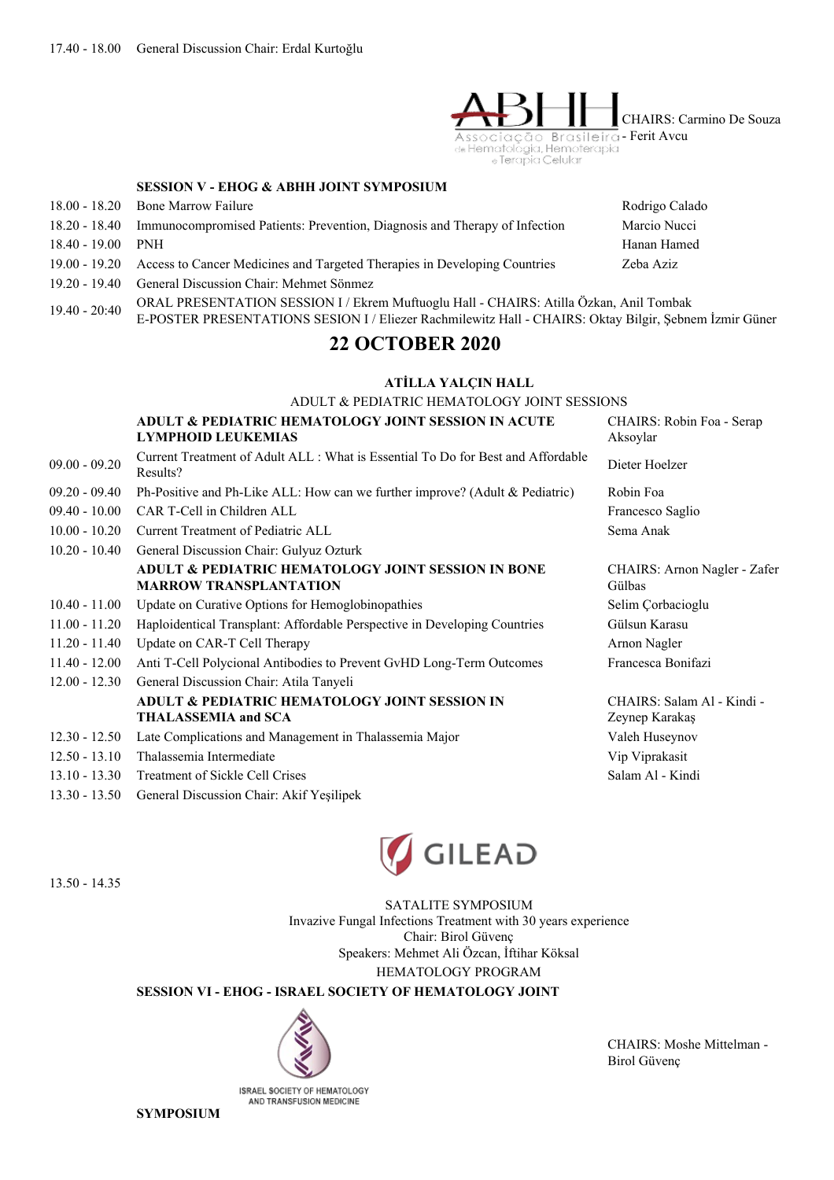| | | |
|---|---|---|
| 17.40 - 18.00 | General Discussion Chair: Erdal Kurtoğlu | |

**SESSION V - EHOG & ABHH JOINT SYMPOSIUM**

CHAIRS: Carmino De Souza - Ferit Avcu

| | | |
|---|---|---|
| 18.00 - 18.20 | Bone Marrow Failure | Rodrigo Calado |
| 18.20 - 18.40 | Immunocompromised Patients: Prevention, Diagnosis and Therapy of Infection | Marcio Nucci |
| 18.40 - 19.00 | PNH | Hanan Hamed |
| 19.00 - 19.20 | Access to Cancer Medicines and Targeted Therapies in Developing Countries | Zeba Aziz |
| 19.20 - 19.40 | General Discussion Chair: Mehmet Sönmez | |
| 19.40 - 20:40 | ORAL PRESENTATION SESSION I / Ekrem Muftuoglu Hall - CHAIRS: Atilla Özkan, Anil Tombak<br>E-POSTER PRESENTATIONS SESION I / Eliezer Rachmilewitz Hall - CHAIRS: Oktay Bilgir, Şebnem İzmir Güner | |

## 22 OCTOBER 2020

### ATİLLA YALÇIN HALL

ADULT & PEDIATRIC HEMATOLOGY JOINT SESSIONS

| | | |
|---|---|---|
| | **ADULT & PEDIATRIC HEMATOLOGY JOINT SESSION IN ACUTE LYMPHOID LEUKEMIAS** | CHAIRS: Robin Foa - Serap Aksoylar |
| 09.00 - 09.20 | Current Treatment of Adult ALL : What is Essential To Do for Best and Affordable Results? | Dieter Hoelzer |
| 09.20 - 09.40 | Ph-Positive and Ph-Like ALL: How can we further improve? (Adult & Pediatric) | Robin Foa |
| 09.40 - 10.00 | CAR T-Cell in Children ALL | Francesco Saglio |
| 10.00 - 10.20 | Current Treatment of Pediatric ALL | Sema Anak |
| 10.20 - 10.40 | General Discussion Chair: Gulyuz Ozturk | |
| | **ADULT & PEDIATRIC HEMATOLOGY JOINT SESSION IN BONE MARROW TRANSPLANTATION** | CHAIRS: Arnon Nagler - Zafer Gülbas |
| 10.40 - 11.00 | Update on Curative Options for Hemoglobinopathies | Selim Çorbacioglu |
| 11.00 - 11.20 | Haploidentical Transplant: Affordable Perspective in Developing Countries | Gülsun Karasu |
| 11.20 - 11.40 | Update on CAR-T Cell Therapy | Arnon Nagler |
| 11.40 - 12.00 | Anti T-Cell Polycional Antibodies to Prevent GvHD Long-Term Outcomes | Francesca Bonifazi |
| 12.00 - 12.30 | General Discussion Chair: Atila Tanyeli | |
| | **ADULT & PEDIATRIC HEMATOLOGY JOINT SESSION IN THALASSEMIA and SCA** | CHAIRS: Salam Al - Kindi - Zeynep Karakaş |
| 12.30 - 12.50 | Late Complications and Management in Thalassemia Major | Valeh Huseynov |
| 12.50 - 13.10 | Thalassemia Intermediate | Vip Viprakasit |
| 13.10 - 13.30 | Treatment of Sickle Cell Crises | Salam Al - Kindi |
| 13.30 - 13.50 | General Discussion Chair: Akif Yeşilipek | |

13.50 - 14.35

SATALITE SYMPOSIUM
Invazive Fungal Infections Treatment with 30 years experience
Chair: Birol Güvenç
Speakers: Mehmet Ali Özcan, İftihar Köksal

HEMATOLOGY PROGRAM

**SESSION VI - EHOG - ISRAEL SOCIETY OF HEMATOLOGY JOINT SYMPOSIUM**

CHAIRS: Moshe Mittelman - Birol Güvenç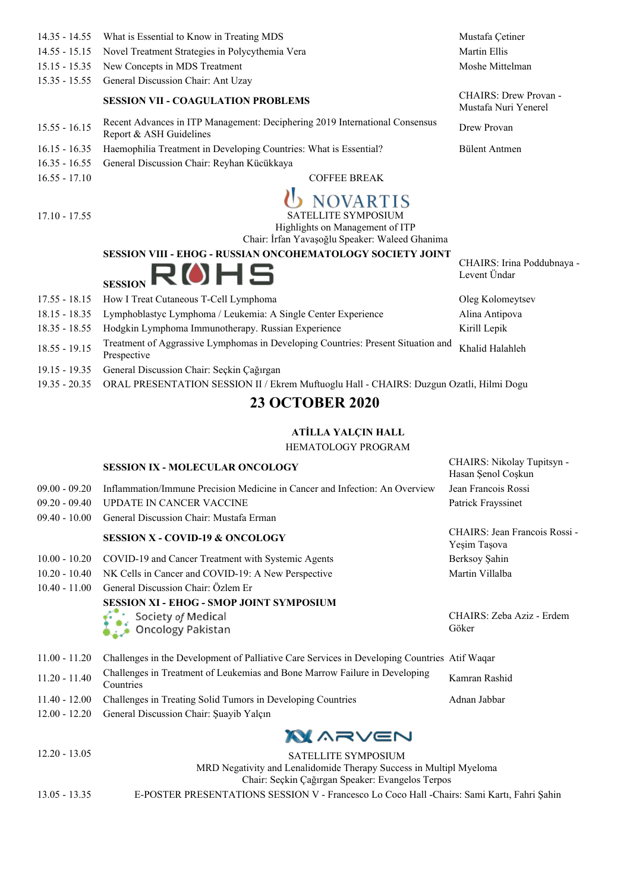| | | |
|---|---|---|
| 14.35 - 14.55 | What is Essential to Know in Treating MDS | Mustafa Çetiner |
| 14.55 - 15.15 | Novel Treatment Strategies in Polycythemia Vera | Martin Ellis |
| 15.15 - 15.35 | New Concepts in MDS Treatment | Moshe Mittelman |
| 15.35 - 15.55 | General Discussion Chair: Ant Uzay | |
| | **SESSION VII - COAGULATION PROBLEMS** | CHAIRS: Drew Provan - Mustafa Nuri Yenerel |
| 15.55 - 16.15 | Recent Advances in ITP Management: Deciphering 2019 International Consensus Report & ASH Guidelines | Drew Provan |
| 16.15 - 16.35 | Haemophilia Treatment in Developing Countries: What is Essential? | Bülent Antmen |
| 16.35 - 16.55 | General Discussion Chair: Reyhan Kücükkaya | |
| 16.55 - 17.10 | COFFEE BREAK | |
| 17.10 - 17.55 | NOVARTIS SATELLITE SYMPOSIUM Highlights on Management of ITP Chair: İrfan Yavaşoğlu Speaker: Waleed Ghanima | |
| | **SESSION VIII - EHOG - RUSSIAN ONCOHEMATOLOGY SOCIETY JOINT SESSION** ROHS | CHAIRS: Irina Poddubnaya - Levent Ündar |
| 17.55 - 18.15 | How I Treat Cutaneous T-Cell Lymphoma | Oleg Kolomeytsev |
| 18.15 - 18.35 | Lymphoblastyc Lymphoma / Leukemia: A Single Center Experience | Alina Antipova |
| 18.35 - 18.55 | Hodgkin Lymphoma Immunotherapy. Russian Experience | Kirill Lepik |
| 18.55 - 19.15 | Treatment of Aggrasive Lymphomas in Developing Countries: Present Situation and Prespective | Khalid Halahleh |
| 19.15 - 19.35 | General Discussion Chair: Seçkin Çağırgan | |
| 19.35 - 20.35 | ORAL PRESENTATION SESSION II / Ekrem Muftuoglu Hall - CHAIRS: Duzgun Ozatli, Hilmi Dogu | |

## 23 OCTOBER 2020

**ATİLLA YALÇIN HALL**

HEMATOLOGY PROGRAM

| | | |
|---|---|---|
| | **SESSION IX - MOLECULAR ONCOLOGY** | CHAIRS: Nikolay Tupitsyn - Hasan Şenol Coşkun |
| 09.00 - 09.20 | Inflammation/Immune Precision Medicine in Cancer and Infection: An Overview | Jean Francois Rossi |
| 09.20 - 09.40 | UPDATE IN CANCER VACCINE | Patrick Frayssinet |
| 09.40 - 10.00 | General Discussion Chair: Mustafa Erman | |
| | **SESSION X - COVID-19 & ONCOLOGY** | CHAIRS: Jean Francois Rossi - Yeşim Taşova |
| 10.00 - 10.20 | COVID-19 and Cancer Treatment with Systemic Agents | Berksoy Şahin |
| 10.20 - 10.40 | NK Cells in Cancer and COVID-19: A New Perspective | Martin Villalba |
| 10.40 - 11.00 | General Discussion Chair: Özlem Er | |
| | **SESSION XI - EHOG - SMOP JOINT SYMPOSIUM** Society of Medical Oncology Pakistan | CHAIRS: Zeba Aziz - Erdem Göker |
| 11.00 - 11.20 | Challenges in the Development of Palliative Care Services in Developing Countries | Atif Waqar |
| 11.20 - 11.40 | Challenges in Treatment of Leukemias and Bone Marrow Failure in Developing Countries | Kamran Rashid |
| 11.40 - 12.00 | Challenges in Treating Solid Tumors in Developing Countries | Adnan Jabbar |
| 12.00 - 12.20 | General Discussion Chair: Şuayib Yalçın | |
| 12.20 - 13.05 | ARVEN SATELLITE SYMPOSIUM MRD Negativity and Lenalidomide Therapy Success in Multipl Myeloma Chair: Seçkin Çağırgan Speaker: Evangelos Terpos | |
| 13.05 - 13.35 | E-POSTER PRESENTATIONS SESSION V - Francesco Lo Coco Hall -Chairs: Sami Kartı, Fahri Şahin | |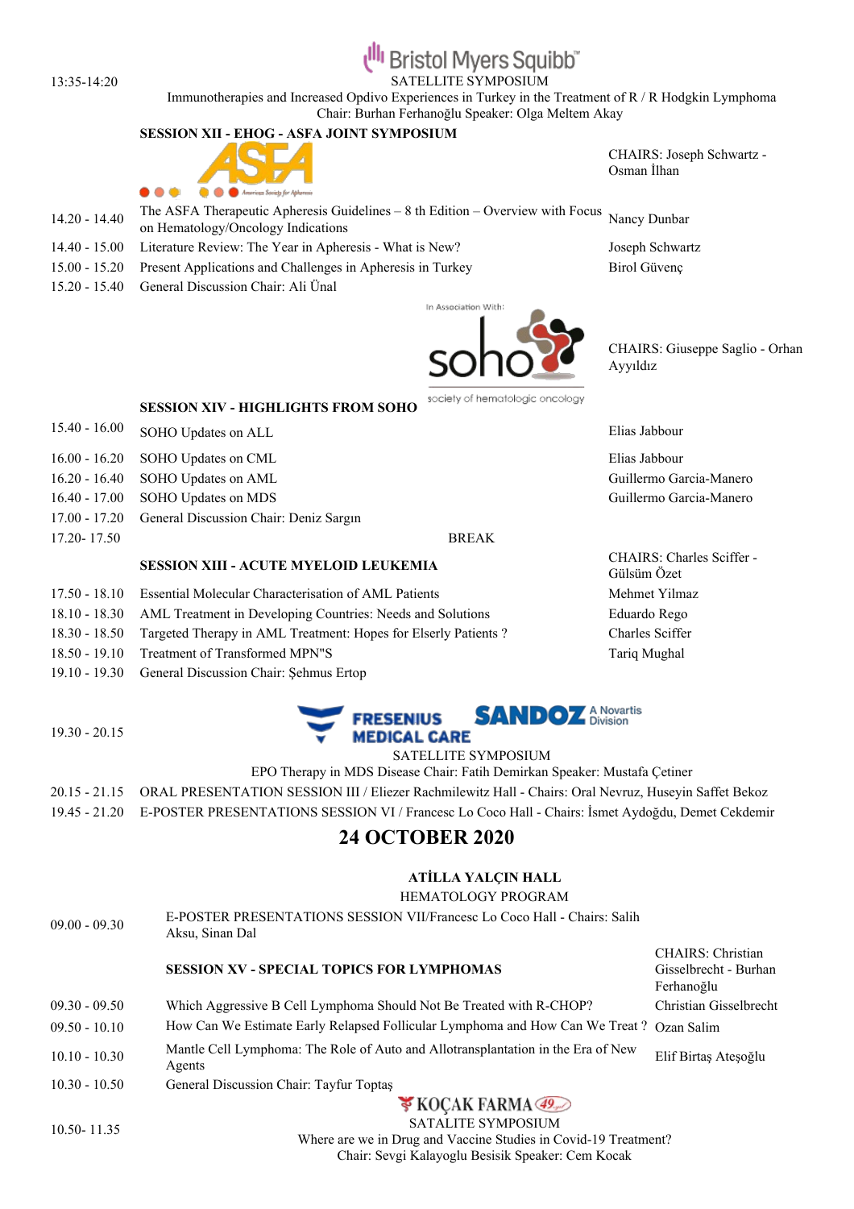| | |
|---|---|
| 13:35-14:20 | Bristol Myers Squibb SATELLITE SYMPOSIUM<br>Immunotherapies and Increased Opdivo Experiences in Turkey in the Treatment of R / R Hodgkin Lymphoma<br>Chair: Burhan Ferhanoğlu Speaker: Olga Meltem Akay |

**SESSION XII - EHOG - ASFA JOINT SYMPOSIUM**

CHAIRS: Joseph Schwartz - Osman İlhan

| Time | Topic | Speaker |
|---|---|---|
| 14.20 - 14.40 | The ASFA Therapeutic Apheresis Guidelines – 8 th Edition – Overview with Focus on Hematology/Oncology Indications | Nancy Dunbar |
| 14.40 - 15.00 | Literature Review: The Year in Apheresis - What is New? | Joseph Schwartz |
| 15.00 - 15.20 | Present Applications and Challenges in Apheresis in Turkey | Birol Güvenç |
| 15.20 - 15.40 | General Discussion Chair: Ali Ünal | |

In Association With: soho society of hematologic oncology

**SESSION XIV - HIGHLIGHTS FROM SOHO**

CHAIRS: Giuseppe Saglio - Orhan Ayyıldız

| Time | Topic | Speaker |
|---|---|---|
| 15.40 - 16.00 | SOHO Updates on ALL | Elias Jabbour |
| 16.00 - 16.20 | SOHO Updates on CML | Elias Jabbour |
| 16.20 - 16.40 | SOHO Updates on AML | Guillermo Garcia-Manero |
| 16.40 - 17.00 | SOHO Updates on MDS | Guillermo Garcia-Manero |
| 17.00 - 17.20 | General Discussion Chair: Deniz Sargın | |
| 17.20- 17.50 | BREAK | |

**SESSION XIII - ACUTE MYELOID LEUKEMIA**

CHAIRS: Charles Sciffer - Gülsüm Özet

| Time | Topic | Speaker |
|---|---|---|
| 17.50 - 18.10 | Essential Molecular Characterisation of AML Patients | Mehmet Yilmaz |
| 18.10 - 18.30 | AML Treatment in Developing Countries: Needs and Solutions | Eduardo Rego |
| 18.30 - 18.50 | Targeted Therapy in AML Treatment: Hopes for Elserly Patients ? | Charles Sciffer |
| 18.50 - 19.10 | Treatment of Transformed MPN"S | Tariq Mughal |
| 19.10 - 19.30 | General Discussion Chair: Şehmus Ertop | |

| | |
|---|---|
| 19.30 - 20.15 | FRESENIUS MEDICAL CARE / SANDOZ A Novartis Division SATELLITE SYMPOSIUM<br>EPO Therapy in MDS Disease Chair: Fatih Demirkan Speaker: Mustafa Çetiner |
| 20.15 - 21.15 | ORAL PRESENTATION SESSION III / Eliezer Rachmilewitz Hall - Chairs: Oral Nevruz, Huseyin Saffet Bekoz |
| 19.45 - 21.20 | E-POSTER PRESENTATIONS SESSION VI / Francesc Lo Coco Hall - Chairs: İsmet Aydoğdu, Demet Cekdemir |

# 24 OCTOBER 2020

**ATİLLA YALÇIN HALL**

HEMATOLOGY PROGRAM

| | |
|---|---|
| 09.00 - 09.30 | E-POSTER PRESENTATIONS SESSION VII/Francesc Lo Coco Hall - Chairs: Salih Aksu, Sinan Dal |

**SESSION XV - SPECIAL TOPICS FOR LYMPHOMAS**

CHAIRS: Christian Gisselbrecht - Burhan Ferhanoğlu

| Time | Topic | Speaker |
|---|---|---|
| 09.30 - 09.50 | Which Aggressive B Cell Lymphoma Should Not Be Treated with R-CHOP? | Christian Gisselbrecht |
| 09.50 - 10.10 | How Can We Estimate Early Relapsed Follicular Lymphoma and How Can We Treat ? | Ozan Salim |
| 10.10 - 10.30 | Mantle Cell Lymphoma: The Role of Auto and Allotransplantation in the Era of New Agents | Elif Birtaş Ateşoğlu |
| 10.30 - 10.50 | General Discussion Chair: Tayfur Toptaş | |

| | |
|---|---|
| 10.50- 11.35 | KOÇAK FARMA SATALITE SYMPOSIUM<br>Where are we in Drug and Vaccine Studies in Covid-19 Treatment?<br>Chair: Sevgi Kalayoglu Besisik Speaker: Cem Kocak |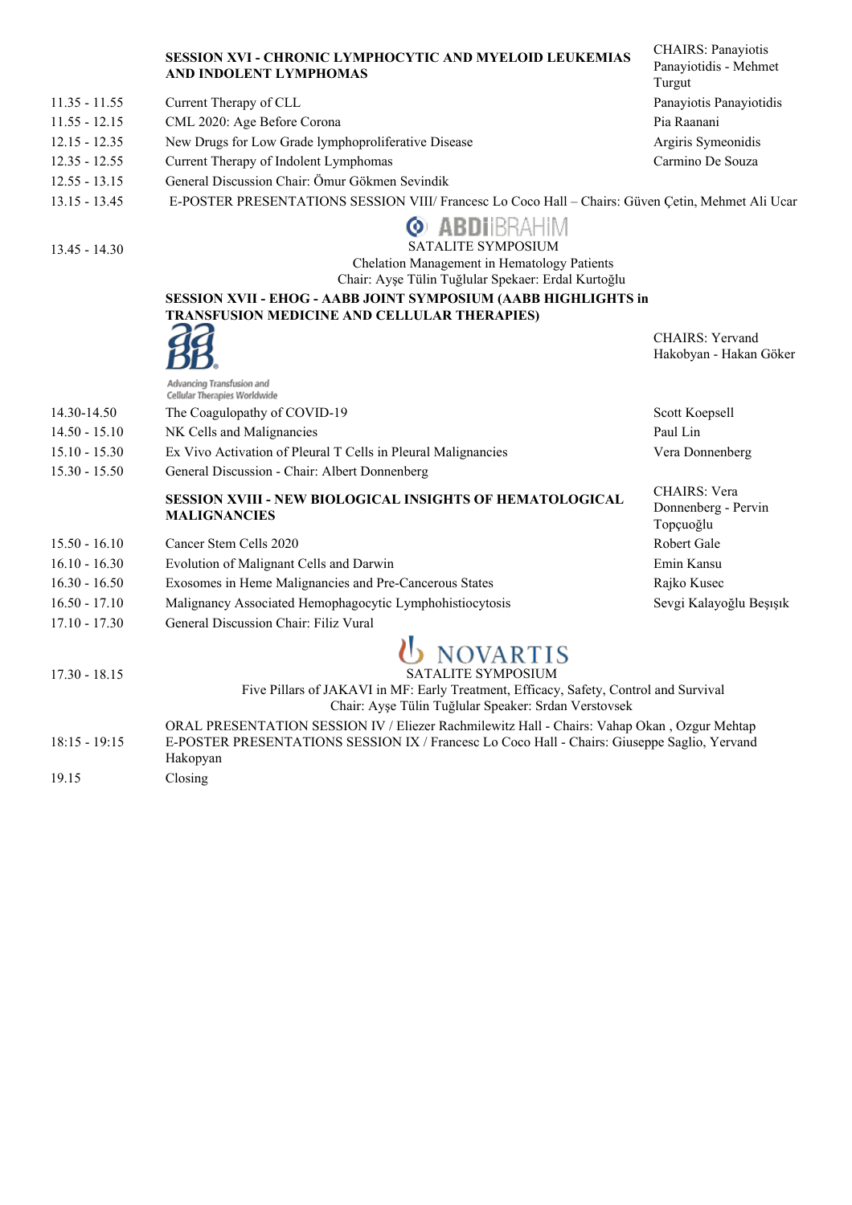| | | |
|---|---|---|
| | **SESSION XVI - CHRONIC LYMPHOCYTIC AND MYELOID LEUKEMIAS AND INDOLENT LYMPHOMAS** | CHAIRS: Panayiotis Panayiotidis - Mehmet Turgut |
| 11.35 - 11.55 | Current Therapy of CLL | Panayiotis Panayiotidis |
| 11.55 - 12.15 | CML 2020: Age Before Corona | Pia Raanani |
| 12.15 - 12.35 | New Drugs for Low Grade lymphoproliferative Disease | Argiris Symeonidis |
| 12.35 - 12.55 | Current Therapy of Indolent Lymphomas | Carmino De Souza |
| 12.55 - 13.15 | General Discussion Chair: Ömur Gökmen Sevindik | |
| 13.15 - 13.45 | E-POSTER PRESENTATIONS SESSION VIII/ Francesc Lo Coco Hall – Chairs: Güven Çetin, Mehmet Ali Ucar | |
| 13.45 - 14.30 | ABDİ İBRAHİM SATALITE SYMPOSIUM<br>Chelation Management in Hematology Patients<br>Chair: Ayşe Tülin Tuğlular Spekaer: Erdal Kurtoğlu | |
| | **SESSION XVII - EHOG - AABB JOINT SYMPOSIUM (AABB HIGHLIGHTS in TRANSFUSION MEDICINE AND CELLULAR THERAPIES)**<br>AABB Advancing Transfusion and Cellular Therapies Worldwide | CHAIRS: Yervand Hakobyan - Hakan Göker |
| 14.30-14.50 | The Coagulopathy of COVID-19 | Scott Koepsell |
| 14.50 - 15.10 | NK Cells and Malignancies | Paul Lin |
| 15.10 - 15.30 | Ex Vivo Activation of Pleural T Cells in Pleural Malignancies | Vera Donnenberg |
| 15.30 - 15.50 | General Discussion - Chair: Albert Donnenberg | |
| | **SESSION XVIII - NEW BIOLOGICAL INSIGHTS OF HEMATOLOGICAL MALIGNANCIES** | CHAIRS: Vera Donnenberg - Pervin Topçuoğlu |
| 15.50 - 16.10 | Cancer Stem Cells 2020 | Robert Gale |
| 16.10 - 16.30 | Evolution of Malignant Cells and Darwin | Emin Kansu |
| 16.30 - 16.50 | Exosomes in Heme Malignancies and Pre-Cancerous States | Rajko Kusec |
| 16.50 - 17.10 | Malignancy Associated Hemophagocytic Lymphohistiocytosis | Sevgi Kalayoğlu Beşışık |
| 17.10 - 17.30 | General Discussion Chair: Filiz Vural | |
| 17.30 - 18.15 | NOVARTIS SATALITE SYMPOSIUM<br>Five Pillars of JAKAVI in MF: Early Treatment, Efficacy, Safety, Control and Survival<br>Chair: Ayşe Tülin Tuğlular Speaker: Srdan Verstovsek | |
| 18:15 - 19:15 | ORAL PRESENTATION SESSION IV / Eliezer Rachmilewitz Hall - Chairs: Vahap Okan , Ozgur Mehtap<br>E-POSTER PRESENTATIONS SESSION IX / Francesc Lo Coco Hall - Chairs: Giuseppe Saglio, Yervand Hakopyan | |
| 19.15 | Closing | |